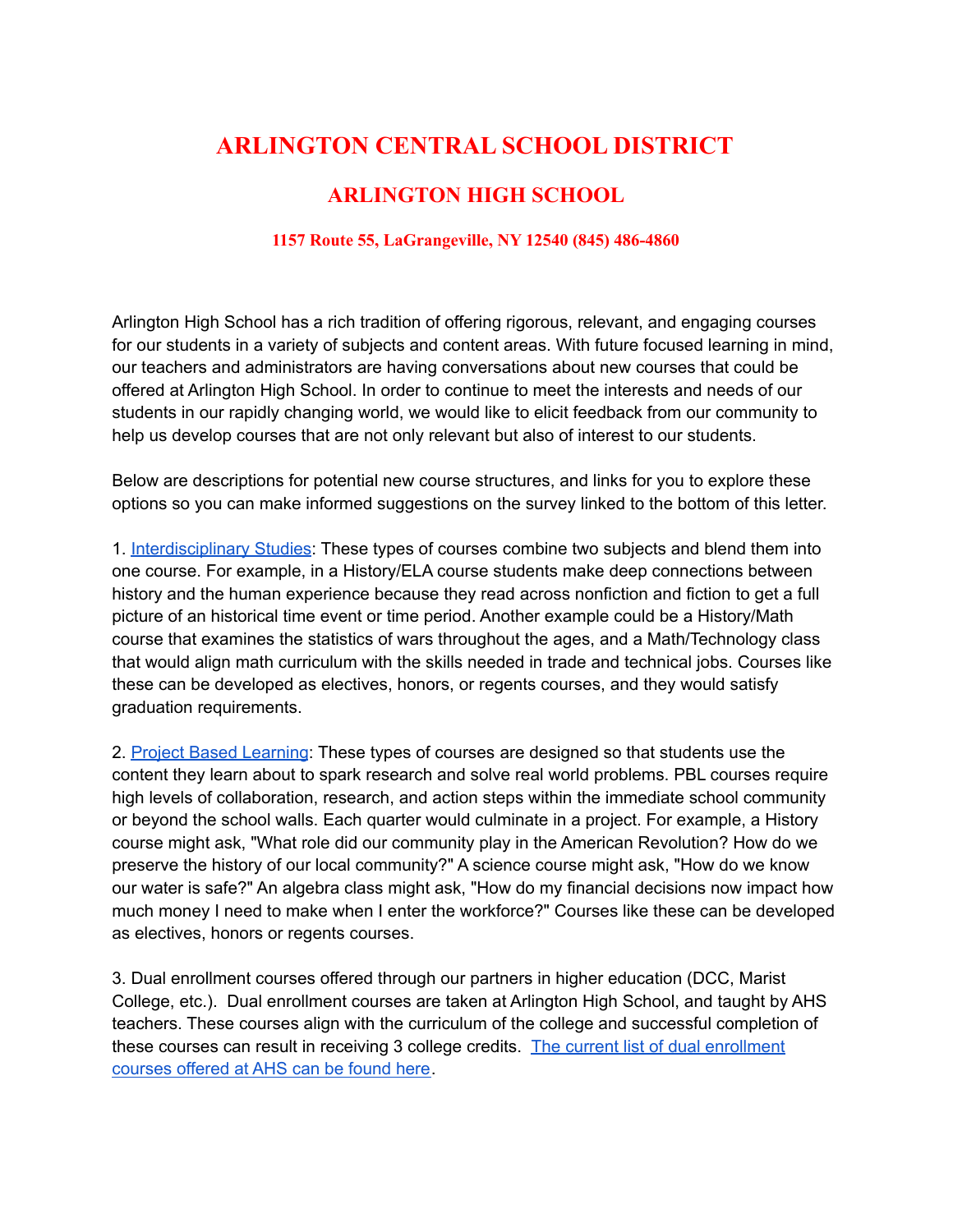# ARLINGTON CENTRAL SCHOOL DISTRICT

## ARLINGTON HIGH SCHOOL

### 1157 Route 55, LaGrangeville, NY 12540 (845) 486-4860

Arlington High School has a rich tradition of offering rigorous, relevant, and engaging courses for our students in a variety of subjects and content areas. With future focused learning in mind, our teachers and administrators are having conversations about new courses that could be offered at Arlington High School. In order to continue to meet the interests and needs of our students in our rapidly changing world, we would like to elicit feedback from our community to help us develop courses that are not only relevant but also of interest to our students.

Below are descriptions for potential new course structures, and links for you to explore these options so you can make informed suggestions on the survey linked to the bottom of this letter.

1. Interdisciplinary Studies: These types of courses combine two subjects and blend them into one course. For example, in a History/ELA course students make deep connections between history and the human experience because they read across nonfiction and fiction to get a full picture of an historical time event or time period. Another example could be a History/Math course that examines the statistics of wars throughout the ages, and a Math/Technology class that would align math curriculum with the skills needed in trade and technical jobs. Courses like these can be developed as electives, honors, or regents courses, and they would satisfy graduation requirements.

2. Project Based Learning: These types of courses are designed so that students use the content they learn about to spark research and solve real world problems. PBL courses require high levels of collaboration, research, and action steps within the immediate school community or beyond the school walls. Each quarter would culminate in a project. For example, a History course might ask, "What role did our community play in the American Revolution? How do we preserve the history of our local community?" A science course might ask, "How do we know our water is safe?" An algebra class might ask, "How do my financial decisions now impact how much money I need to make when I enter the workforce?" Courses like these can be developed as electives, honors or regents courses.

3. Dual enrollment courses offered through our partners in higher education (DCC, Marist College, etc.). Dual enrollment courses are taken at Arlington High School, and taught by AHS teachers. These courses align with the curriculum of the college and successful completion of these courses can result in receiving 3 college credits. The current list of dual enrollment courses offered at AHS can be found here.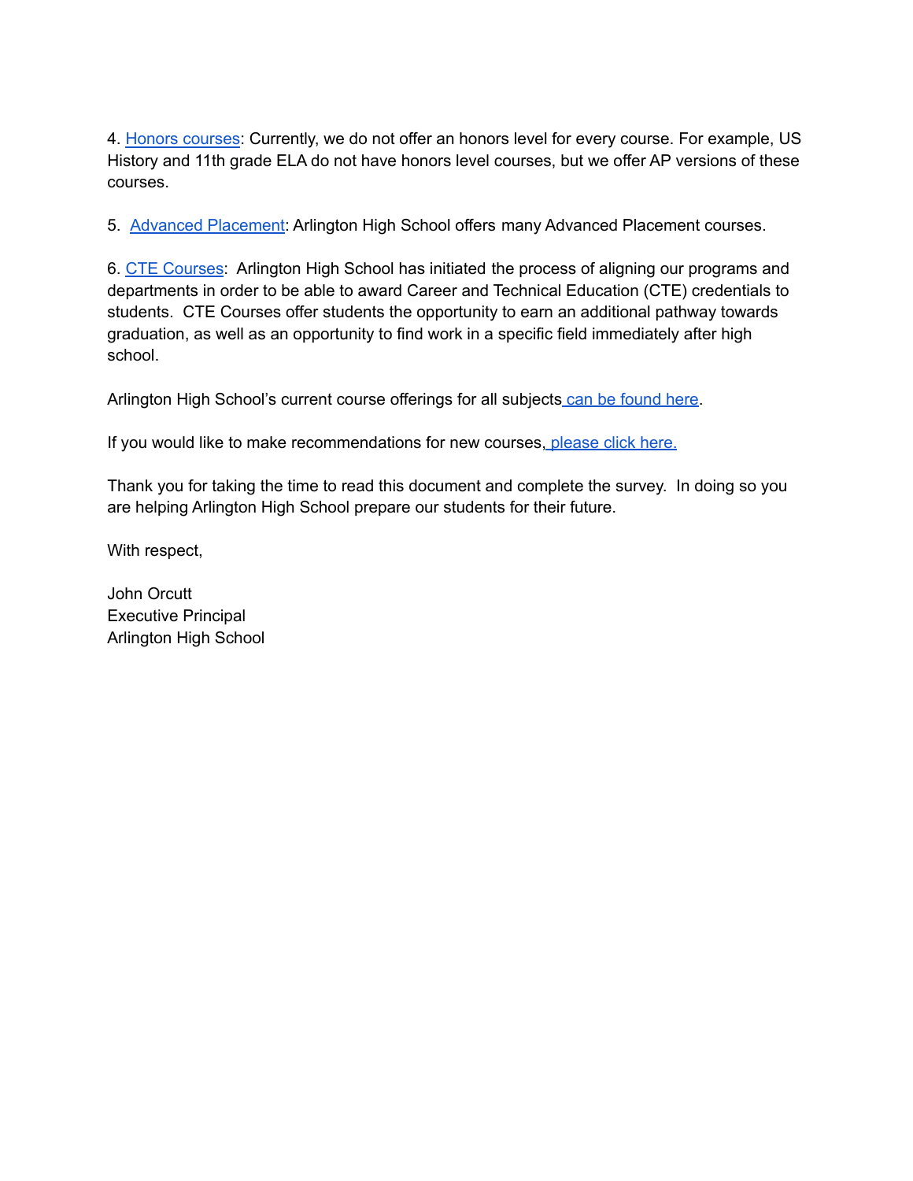4. Honors courses: Currently, we do not offer an honors level for every course. For example, US History and 11th grade ELA do not have honors level courses, but we offer AP versions of these courses.

5. Advanced Placement: Arlington High School offers many Advanced Placement courses.

6. CTE Courses: Arlington High School has initiated the process of aligning our programs and departments in order to be able to award Career and Technical Education (CTE) credentials to students. CTE Courses offer students the opportunity to earn an additional pathway towards graduation, as well as an opportunity to find work in a specific field immediately after high school.

Arlington High School's current course offerings for all subjects can be found here.

If you would like to make recommendations for new courses, please click here.

Thank you for taking the time to read this document and complete the survey. In doing so you are helping Arlington High School prepare our students for their future.

With respect,

John Orcutt
Executive Principal
Arlington High School